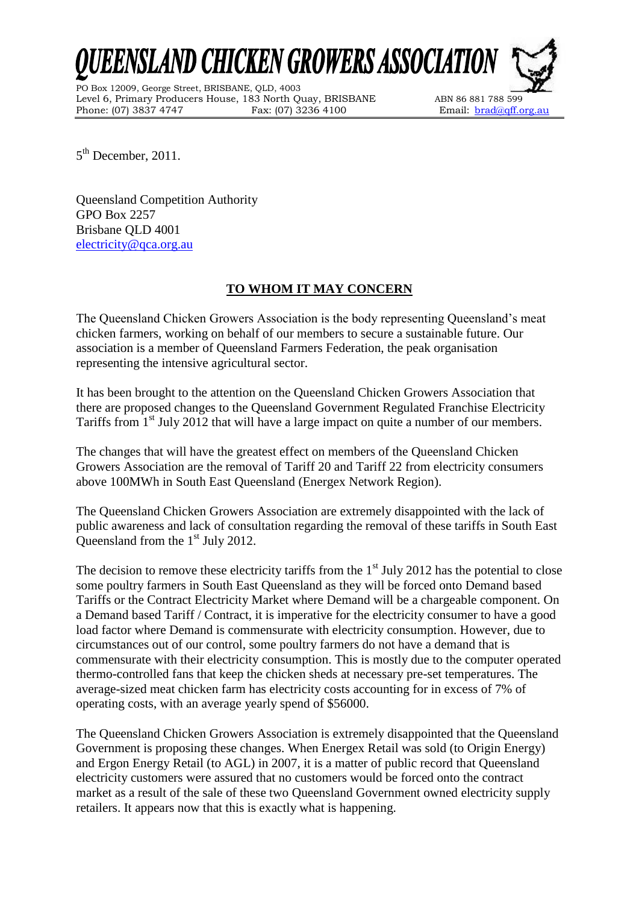# QUEENSLAND CHICKEN GROWERS ASSOCIATION

PO Box 12009, George Street, BRISBANE, QLD, 4003
Level 6, Primary Producers House, 183 North Quay, BRISBANE ABN 86 881 788 599
Phone: (07) 3837 4747 Fax: (07) 3236 4100 Email: brad@qff.org.au

5th December, 2011.

Queensland Competition Authority
GPO Box 2257
Brisbane QLD 4001
electricity@qca.org.au

**TO WHOM IT MAY CONCERN**

The Queensland Chicken Growers Association is the body representing Queensland's meat chicken farmers, working on behalf of our members to secure a sustainable future. Our association is a member of Queensland Farmers Federation, the peak organisation representing the intensive agricultural sector.

It has been brought to the attention on the Queensland Chicken Growers Association that there are proposed changes to the Queensland Government Regulated Franchise Electricity Tariffs from 1st July 2012 that will have a large impact on quite a number of our members.

The changes that will have the greatest effect on members of the Queensland Chicken Growers Association are the removal of Tariff 20 and Tariff 22 from electricity consumers above 100MWh in South East Queensland (Energex Network Region).

The Queensland Chicken Growers Association are extremely disappointed with the lack of public awareness and lack of consultation regarding the removal of these tariffs in South East Queensland from the 1st July 2012.

The decision to remove these electricity tariffs from the 1st July 2012 has the potential to close some poultry farmers in South East Queensland as they will be forced onto Demand based Tariffs or the Contract Electricity Market where Demand will be a chargeable component. On a Demand based Tariff / Contract, it is imperative for the electricity consumer to have a good load factor where Demand is commensurate with electricity consumption. However, due to circumstances out of our control, some poultry farmers do not have a demand that is commensurate with their electricity consumption. This is mostly due to the computer operated thermo-controlled fans that keep the chicken sheds at necessary pre-set temperatures. The average-sized meat chicken farm has electricity costs accounting for in excess of 7% of operating costs, with an average yearly spend of $56000.

The Queensland Chicken Growers Association is extremely disappointed that the Queensland Government is proposing these changes. When Energex Retail was sold (to Origin Energy) and Ergon Energy Retail (to AGL) in 2007, it is a matter of public record that Queensland electricity customers were assured that no customers would be forced onto the contract market as a result of the sale of these two Queensland Government owned electricity supply retailers. It appears now that this is exactly what is happening.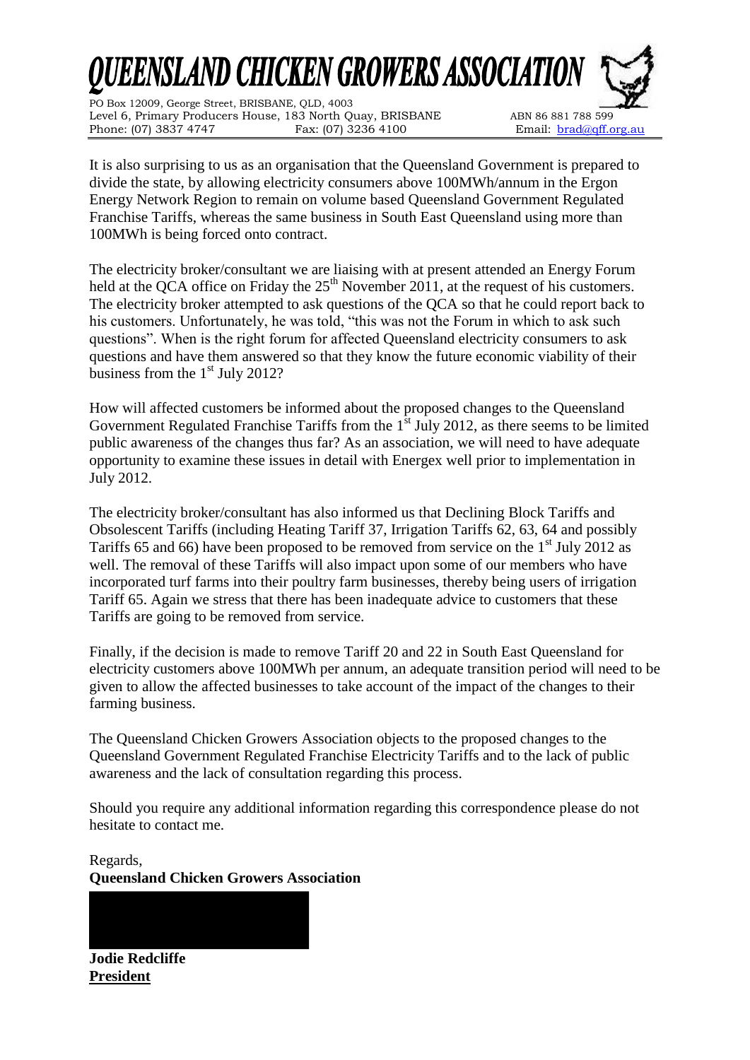# QUEENSLAND CHICKEN GROWERS ASSOCIATION

PO Box 12009, George Street, BRISBANE, QLD, 4003
Level 6, Primary Producers House, 183 North Quay, BRISBANE ABN 86 881 788 599
Phone: (07) 3837 4747 Fax: (07) 3236 4100 Email: brad@qff.org.au

It is also surprising to us as an organisation that the Queensland Government is prepared to divide the state, by allowing electricity consumers above 100MWh/annum in the Ergon Energy Network Region to remain on volume based Queensland Government Regulated Franchise Tariffs, whereas the same business in South East Queensland using more than 100MWh is being forced onto contract.

The electricity broker/consultant we are liaising with at present attended an Energy Forum held at the QCA office on Friday the 25th November 2011, at the request of his customers. The electricity broker attempted to ask questions of the QCA so that he could report back to his customers. Unfortunately, he was told, "this was not the Forum in which to ask such questions". When is the right forum for affected Queensland electricity consumers to ask questions and have them answered so that they know the future economic viability of their business from the 1st July 2012?

How will affected customers be informed about the proposed changes to the Queensland Government Regulated Franchise Tariffs from the 1st July 2012, as there seems to be limited public awareness of the changes thus far? As an association, we will need to have adequate opportunity to examine these issues in detail with Energex well prior to implementation in July 2012.

The electricity broker/consultant has also informed us that Declining Block Tariffs and Obsolescent Tariffs (including Heating Tariff 37, Irrigation Tariffs 62, 63, 64 and possibly Tariffs 65 and 66) have been proposed to be removed from service on the 1st July 2012 as well. The removal of these Tariffs will also impact upon some of our members who have incorporated turf farms into their poultry farm businesses, thereby being users of irrigation Tariff 65. Again we stress that there has been inadequate advice to customers that these Tariffs are going to be removed from service.

Finally, if the decision is made to remove Tariff 20 and 22 in South East Queensland for electricity customers above 100MWh per annum, an adequate transition period will need to be given to allow the affected businesses to take account of the impact of the changes to their farming business.

The Queensland Chicken Growers Association objects to the proposed changes to the Queensland Government Regulated Franchise Electricity Tariffs and to the lack of public awareness and the lack of consultation regarding this process.

Should you require any additional information regarding this correspondence please do not hesitate to contact me.

Regards,
**Queensland Chicken Growers Association**

**Jodie Redcliffe**
**President**